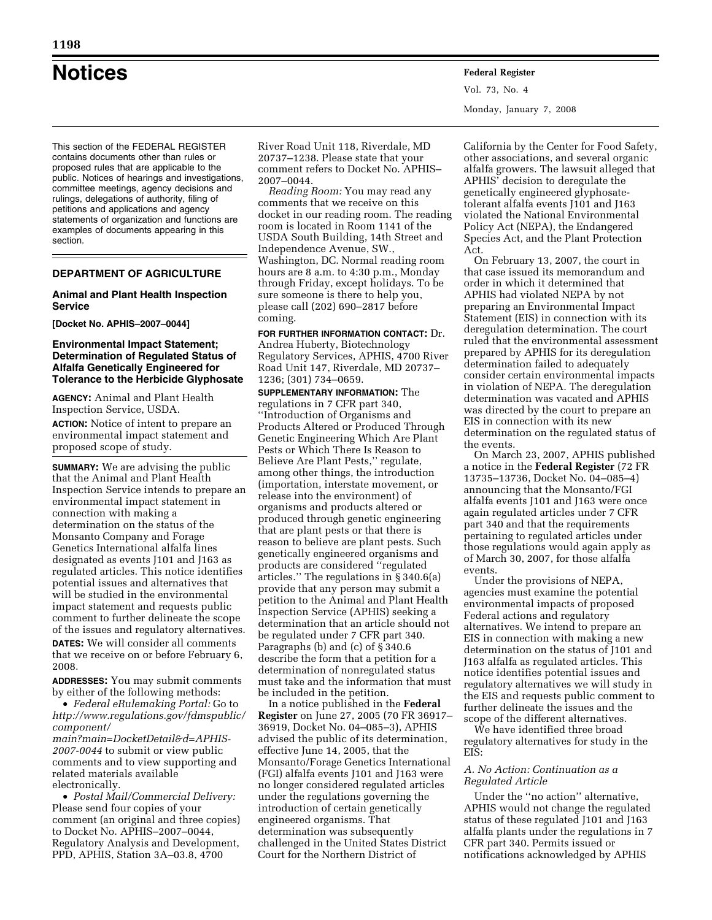# Notices

This section of the FEDERAL REGISTER contains documents other than rules or proposed rules that are applicable to the public. Notices of hearings and investigations, committee meetings, agency decisions and rulings, delegations of authority, filing of petitions and applications and agency statements of organization and functions are examples of documents appearing in this section.

## DEPARTMENT OF AGRICULTURE

### Animal and Plant Health Inspection Service

**[Docket No. APHIS–2007–0044]**

### Environmental Impact Statement; Determination of Regulated Status of Alfalfa Genetically Engineered for Tolerance to the Herbicide Glyphosate

**AGENCY:** Animal and Plant Health Inspection Service, USDA.

**ACTION:** Notice of intent to prepare an environmental impact statement and proposed scope of study.

**SUMMARY:** We are advising the public that the Animal and Plant Health Inspection Service intends to prepare an environmental impact statement in connection with making a determination on the status of the Monsanto Company and Forage Genetics International alfalfa lines designated as events J101 and J163 as regulated articles. This notice identifies potential issues and alternatives that will be studied in the environmental impact statement and requests public comment to further delineate the scope of the issues and regulatory alternatives.

**DATES:** We will consider all comments that we receive on or before February 6, 2008.

**ADDRESSES:** You may submit comments by either of the following methods:

- *Federal eRulemaking Portal:* Go to *http://www.regulations.gov/fdmspublic/component/main?main=DocketDetail&d=APHIS-2007-0044* to submit or view public comments and to view supporting and related materials available electronically.
- *Postal Mail/Commercial Delivery:* Please send four copies of your comment (an original and three copies) to Docket No. APHIS–2007–0044, Regulatory Analysis and Development, PPD, APHIS, Station 3A–03.8, 4700 River Road Unit 118, Riverdale, MD 20737–1238. Please state that your comment refers to Docket No. APHIS–2007–0044.

*Reading Room:* You may read any comments that we receive on this docket in our reading room. The reading room is located in Room 1141 of the USDA South Building, 14th Street and Independence Avenue, SW., Washington, DC. Normal reading room hours are 8 a.m. to 4:30 p.m., Monday through Friday, except holidays. To be sure someone is there to help you, please call (202) 690–2817 before coming.

**FOR FURTHER INFORMATION CONTACT:** Dr. Andrea Huberty, Biotechnology Regulatory Services, APHIS, 4700 River Road Unit 147, Riverdale, MD 20737–1236; (301) 734–0659.

**SUPPLEMENTARY INFORMATION:** The regulations in 7 CFR part 340, ''Introduction of Organisms and Products Altered or Produced Through Genetic Engineering Which Are Plant Pests or Which There Is Reason to Believe Are Plant Pests,'' regulate, among other things, the introduction (importation, interstate movement, or release into the environment) of organisms and products altered or produced through genetic engineering that are plant pests or that there is reason to believe are plant pests. Such genetically engineered organisms and products are considered ''regulated articles.'' The regulations in § 340.6(a) provide that any person may submit a petition to the Animal and Plant Health Inspection Service (APHIS) seeking a determination that an article should not be regulated under 7 CFR part 340. Paragraphs (b) and (c) of § 340.6 describe the form that a petition for a determination of nonregulated status must take and the information that must be included in the petition.

In a notice published in the **Federal Register** on June 27, 2005 (70 FR 36917–36919, Docket No. 04–085–3), APHIS advised the public of its determination, effective June 14, 2005, that the Monsanto/Forage Genetics International (FGI) alfalfa events J101 and J163 were no longer considered regulated articles under the regulations governing the introduction of certain genetically engineered organisms. That determination was subsequently challenged in the United States District Court for the Northern District of California by the Center for Food Safety, other associations, and several organic alfalfa growers. The lawsuit alleged that APHIS' decision to deregulate the genetically engineered glyphosate-tolerant alfalfa events J101 and J163 violated the National Environmental Policy Act (NEPA), the Endangered Species Act, and the Plant Protection Act.

On February 13, 2007, the court in that case issued its memorandum and order in which it determined that APHIS had violated NEPA by not preparing an Environmental Impact Statement (EIS) in connection with its deregulation determination. The court ruled that the environmental assessment prepared by APHIS for its deregulation determination failed to adequately consider certain environmental impacts in violation of NEPA. The deregulation determination was vacated and APHIS was directed by the court to prepare an EIS in connection with its new determination on the regulated status of the events.

On March 23, 2007, APHIS published a notice in the **Federal Register** (72 FR 13735–13736, Docket No. 04–085–4) announcing that the Monsanto/FGI alfalfa events J101 and J163 were once again regulated articles under 7 CFR part 340 and that the requirements pertaining to regulated articles under those regulations would again apply as of March 30, 2007, for those alfalfa events.

Under the provisions of NEPA, agencies must examine the potential environmental impacts of proposed Federal actions and regulatory alternatives. We intend to prepare an EIS in connection with making a new determination on the status of J101 and J163 alfalfa as regulated articles. This notice identifies potential issues and regulatory alternatives we will study in the EIS and requests public comment to further delineate the issues and the scope of the different alternatives.

We have identified three broad regulatory alternatives for study in the EIS:

*A. No Action: Continuation as a Regulated Article*

Under the ''no action'' alternative, APHIS would not change the regulated status of these regulated J101 and J163 alfalfa plants under the regulations in 7 CFR part 340. Permits issued or notifications acknowledged by APHIS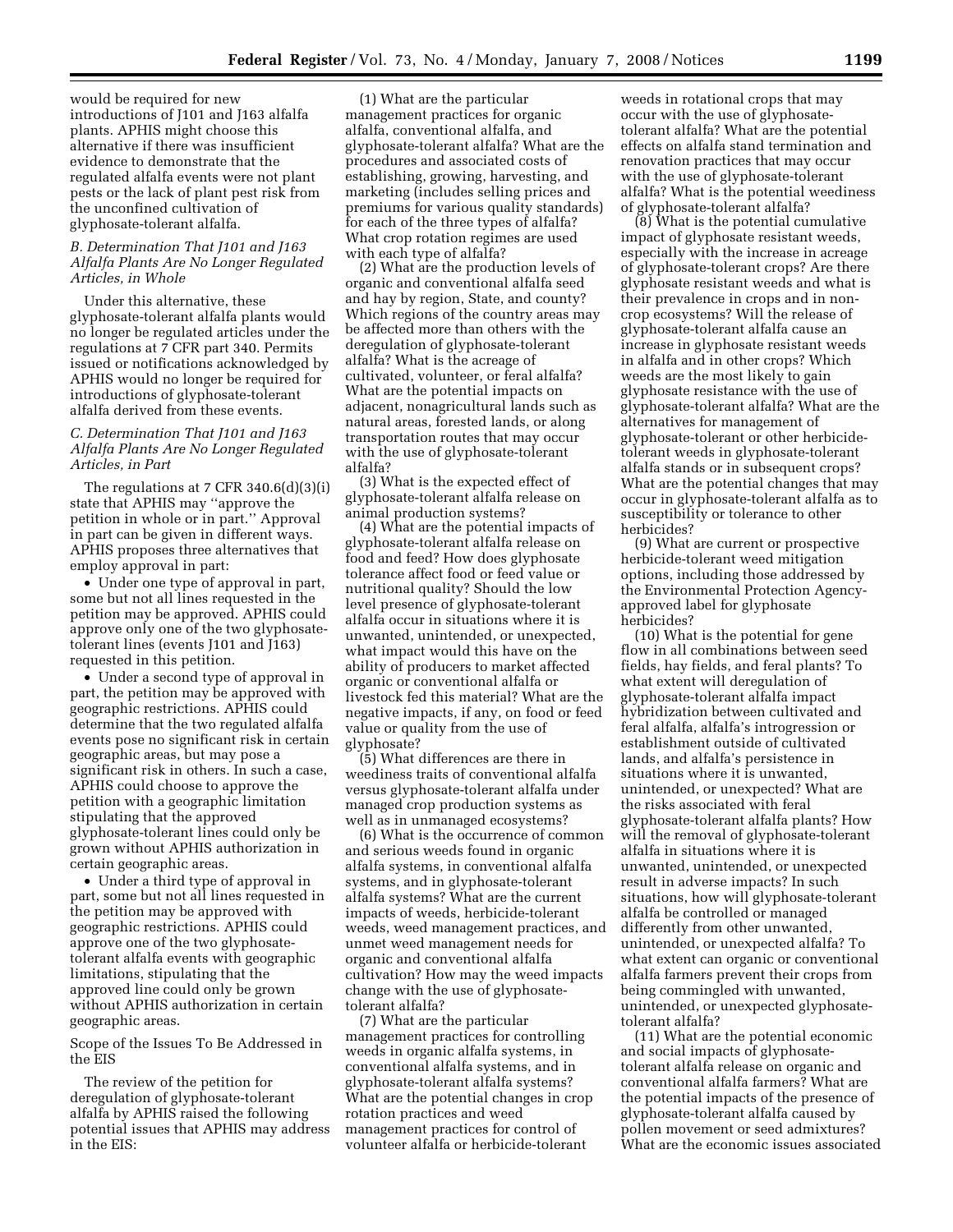would be required for new introductions of J101 and J163 alfalfa plants. APHIS might choose this alternative if there was insufficient evidence to demonstrate that the regulated alfalfa events were not plant pests or the lack of plant pest risk from the unconfined cultivation of glyphosate-tolerant alfalfa.

### *B. Determination That J101 and J163 Alfalfa Plants Are No Longer Regulated Articles, in Whole*

Under this alternative, these glyphosate-tolerant alfalfa plants would no longer be regulated articles under the regulations at 7 CFR part 340. Permits issued or notifications acknowledged by APHIS would no longer be required for introductions of glyphosate-tolerant alfalfa derived from these events.

### *C. Determination That J101 and J163 Alfalfa Plants Are No Longer Regulated Articles, in Part*

The regulations at 7 CFR 340.6(d)(3)(i) state that APHIS may ''approve the petition in whole or in part.'' Approval in part can be given in different ways. APHIS proposes three alternatives that employ approval in part:

- Under one type of approval in part, some but not all lines requested in the petition may be approved. APHIS could approve only one of the two glyphosate-tolerant lines (events J101 and J163) requested in this petition.
- Under a second type of approval in part, the petition may be approved with geographic restrictions. APHIS could determine that the two regulated alfalfa events pose no significant risk in certain geographic areas, but may pose a significant risk in others. In such a case, APHIS could choose to approve the petition with a geographic limitation stipulating that the approved glyphosate-tolerant lines could only be grown without APHIS authorization in certain geographic areas.
- Under a third type of approval in part, some but not all lines requested in the petition may be approved with geographic restrictions. APHIS could approve one of the two glyphosate-tolerant alfalfa events with geographic limitations, stipulating that the approved line could only be grown without APHIS authorization in certain geographic areas.

## Scope of the Issues To Be Addressed in the EIS

The review of the petition for deregulation of glyphosate-tolerant alfalfa by APHIS raised the following potential issues that APHIS may address in the EIS:

(1) What are the particular management practices for organic alfalfa, conventional alfalfa, and glyphosate-tolerant alfalfa? What are the procedures and associated costs of establishing, growing, harvesting, and marketing (includes selling prices and premiums for various quality standards) for each of the three types of alfalfa? What crop rotation regimes are used with each type of alfalfa?

(2) What are the production levels of organic and conventional alfalfa seed and hay by region, State, and county? Which regions of the country areas may be affected more than others with the deregulation of glyphosate-tolerant alfalfa? What is the acreage of cultivated, volunteer, or feral alfalfa? What are the potential impacts on adjacent, nonagricultural lands such as natural areas, forested lands, or along transportation routes that may occur with the use of glyphosate-tolerant alfalfa?

(3) What is the expected effect of glyphosate-tolerant alfalfa release on animal production systems?

(4) What are the potential impacts of glyphosate-tolerant alfalfa release on food and feed? How does glyphosate tolerance affect food or feed value or nutritional quality? Should the low level presence of glyphosate-tolerant alfalfa occur in situations where it is unwanted, unintended, or unexpected, what impact would this have on the ability of producers to market affected organic or conventional alfalfa or livestock fed this material? What are the negative impacts, if any, on food or feed value or quality from the use of glyphosate?

(5) What differences are there in weediness traits of conventional alfalfa versus glyphosate-tolerant alfalfa under managed crop production systems as well as in unmanaged ecosystems?

(6) What is the occurrence of common and serious weeds found in organic alfalfa systems, in conventional alfalfa systems, and in glyphosate-tolerant alfalfa systems? What are the current impacts of weeds, herbicide-tolerant weeds, weed management practices, and unmet weed management needs for organic and conventional alfalfa cultivation? How may the weed impacts change with the use of glyphosate-tolerant alfalfa?

(7) What are the particular management practices for controlling weeds in organic alfalfa systems, in conventional alfalfa systems, and in glyphosate-tolerant alfalfa systems? What are the potential changes in crop rotation practices and weed management practices for control of volunteer alfalfa or herbicide-tolerant weeds in rotational crops that may occur with the use of glyphosate-tolerant alfalfa? What are the potential effects on alfalfa stand termination and renovation practices that may occur with the use of glyphosate-tolerant alfalfa? What is the potential weediness of glyphosate-tolerant alfalfa?

(8) What is the potential cumulative impact of glyphosate resistant weeds, especially with the increase in acreage of glyphosate-tolerant crops? Are there glyphosate resistant weeds and what is their prevalence in crops and in non-crop ecosystems? Will the release of glyphosate-tolerant alfalfa cause an increase in glyphosate resistant weeds in alfalfa and in other crops? Which weeds are the most likely to gain glyphosate resistance with the use of glyphosate-tolerant alfalfa? What are the alternatives for management of glyphosate-tolerant or other herbicide-tolerant weeds in glyphosate-tolerant alfalfa stands or in subsequent crops? What are the potential changes that may occur in glyphosate-tolerant alfalfa as to susceptibility or tolerance to other herbicides?

(9) What are current or prospective herbicide-tolerant weed mitigation options, including those addressed by the Environmental Protection Agency-approved label for glyphosate herbicides?

(10) What is the potential for gene flow in all combinations between seed fields, hay fields, and feral plants? To what extent will deregulation of glyphosate-tolerant alfalfa impact hybridization between cultivated and feral alfalfa, alfalfa's introgression or establishment outside of cultivated lands, and alfalfa's persistence in situations where it is unwanted, unintended, or unexpected? What are the risks associated with feral glyphosate-tolerant alfalfa plants? How will the removal of glyphosate-tolerant alfalfa in situations where it is unwanted, unintended, or unexpected result in adverse impacts? In such situations, how will glyphosate-tolerant alfalfa be controlled or managed differently from other unwanted, unintended, or unexpected alfalfa? To what extent can organic or conventional alfalfa farmers prevent their crops from being commingled with unwanted, unintended, or unexpected glyphosate-tolerant alfalfa?

(11) What are the potential economic and social impacts of glyphosate-tolerant alfalfa release on organic and conventional alfalfa farmers? What are the potential impacts of the presence of glyphosate-tolerant alfalfa caused by pollen movement or seed admixtures? What are the economic issues associated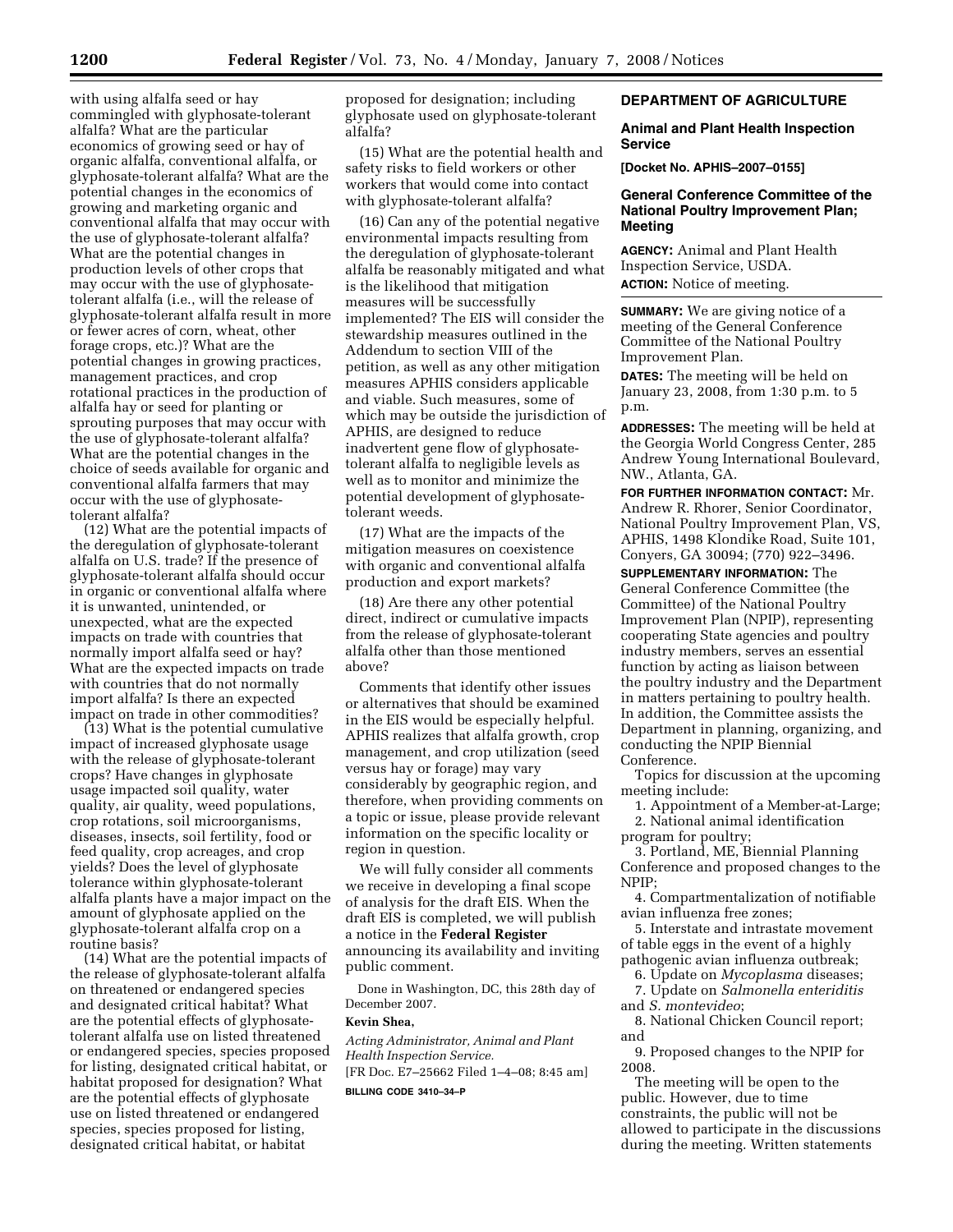with using alfalfa seed or hay commingled with glyphosate-tolerant alfalfa? What are the particular economics of growing seed or hay of organic alfalfa, conventional alfalfa, or glyphosate-tolerant alfalfa? What are the potential changes in the economics of growing and marketing organic and conventional alfalfa that may occur with the use of glyphosate-tolerant alfalfa? What are the potential changes in production levels of other crops that may occur with the use of glyphosate-tolerant alfalfa (i.e., will the release of glyphosate-tolerant alfalfa result in more or fewer acres of corn, wheat, other forage crops, etc.)? What are the potential changes in growing practices, management practices, and crop rotational practices in the production of alfalfa hay or seed for planting or sprouting purposes that may occur with the use of glyphosate-tolerant alfalfa? What are the potential changes in the choice of seeds available for organic and conventional alfalfa farmers that may occur with the use of glyphosate-tolerant alfalfa?

(12) What are the potential impacts of the deregulation of glyphosate-tolerant alfalfa on U.S. trade? If the presence of glyphosate-tolerant alfalfa should occur in organic or conventional alfalfa where it is unwanted, unintended, or unexpected, what are the expected impacts on trade with countries that normally import alfalfa seed or hay? What are the expected impacts on trade with countries that do not normally import alfalfa? Is there an expected impact on trade in other commodities?

(13) What is the potential cumulative impact of increased glyphosate usage with the release of glyphosate-tolerant crops? Have changes in glyphosate usage impacted soil quality, water quality, air quality, weed populations, crop rotations, soil microorganisms, diseases, insects, soil fertility, food or feed quality, crop acreages, and crop yields? Does the level of glyphosate tolerance within glyphosate-tolerant alfalfa plants have a major impact on the amount of glyphosate applied on the glyphosate-tolerant alfalfa crop on a routine basis?

(14) What are the potential impacts of the release of glyphosate-tolerant alfalfa on threatened or endangered species and designated critical habitat? What are the potential effects of glyphosate-tolerant alfalfa use on listed threatened or endangered species, species proposed for listing, designated critical habitat, or habitat proposed for designation? What are the potential effects of glyphosate use on listed threatened or endangered species, species proposed for listing, designated critical habitat, or habitat proposed for designation; including glyphosate used on glyphosate-tolerant alfalfa?

(15) What are the potential health and safety risks to field workers or other workers that would come into contact with glyphosate-tolerant alfalfa?

(16) Can any of the potential negative environmental impacts resulting from the deregulation of glyphosate-tolerant alfalfa be reasonably mitigated and what is the likelihood that mitigation measures will be successfully implemented? The EIS will consider the stewardship measures outlined in the Addendum to section VIII of the petition, as well as any other mitigation measures APHIS considers applicable and viable. Such measures, some of which may be outside the jurisdiction of APHIS, are designed to reduce inadvertent gene flow of glyphosate-tolerant alfalfa to negligible levels as well as to monitor and minimize the potential development of glyphosate-tolerant weeds.

(17) What are the impacts of the mitigation measures on coexistence with organic and conventional alfalfa production and export markets?

(18) Are there any other potential direct, indirect or cumulative impacts from the release of glyphosate-tolerant alfalfa other than those mentioned above?

Comments that identify other issues or alternatives that should be examined in the EIS would be especially helpful. APHIS realizes that alfalfa growth, crop management, and crop utilization (seed versus hay or forage) may vary considerably by geographic region, and therefore, when providing comments on a topic or issue, please provide relevant information on the specific locality or region in question.

We will fully consider all comments we receive in developing a final scope of analysis for the draft EIS. When the draft EIS is completed, we will publish a notice in the **Federal Register** announcing its availability and inviting public comment.

Done in Washington, DC, this 28th day of December 2007.

**Kevin Shea,**

*Acting Administrator, Animal and Plant Health Inspection Service.*

[FR Doc. E7–25662 Filed 1–4–08; 8:45 am]

**BILLING CODE 3410–34–P**

## DEPARTMENT OF AGRICULTURE

### Animal and Plant Health Inspection Service

**[Docket No. APHIS–2007–0155]**

### General Conference Committee of the National Poultry Improvement Plan; Meeting

**AGENCY:** Animal and Plant Health Inspection Service, USDA.

**ACTION:** Notice of meeting.

**SUMMARY:** We are giving notice of a meeting of the General Conference Committee of the National Poultry Improvement Plan.

**DATES:** The meeting will be held on January 23, 2008, from 1:30 p.m. to 5 p.m.

**ADDRESSES:** The meeting will be held at the Georgia World Congress Center, 285 Andrew Young International Boulevard, NW., Atlanta, GA.

**FOR FURTHER INFORMATION CONTACT:** Mr. Andrew R. Rhorer, Senior Coordinator, National Poultry Improvement Plan, VS, APHIS, 1498 Klondike Road, Suite 101, Conyers, GA 30094; (770) 922–3496.

**SUPPLEMENTARY INFORMATION:** The General Conference Committee (the Committee) of the National Poultry Improvement Plan (NPIP), representing cooperating State agencies and poultry industry members, serves an essential function by acting as liaison between the poultry industry and the Department in matters pertaining to poultry health. In addition, the Committee assists the Department in planning, organizing, and conducting the NPIP Biennial Conference.

Topics for discussion at the upcoming meeting include:

1. Appointment of a Member-at-Large;
2. National animal identification program for poultry;
3. Portland, ME, Biennial Planning Conference and proposed changes to the NPIP;
4. Compartmentalization of notifiable avian influenza free zones;
5. Interstate and intrastate movement of table eggs in the event of a highly pathogenic avian influenza outbreak;
6. Update on *Mycoplasma* diseases;
7. Update on *Salmonella enteriditis* and *S. montevideo*;
8. National Chicken Council report; and
9. Proposed changes to the NPIP for 2008.

The meeting will be open to the public. However, due to time constraints, the public will not be allowed to participate in the discussions during the meeting. Written statements